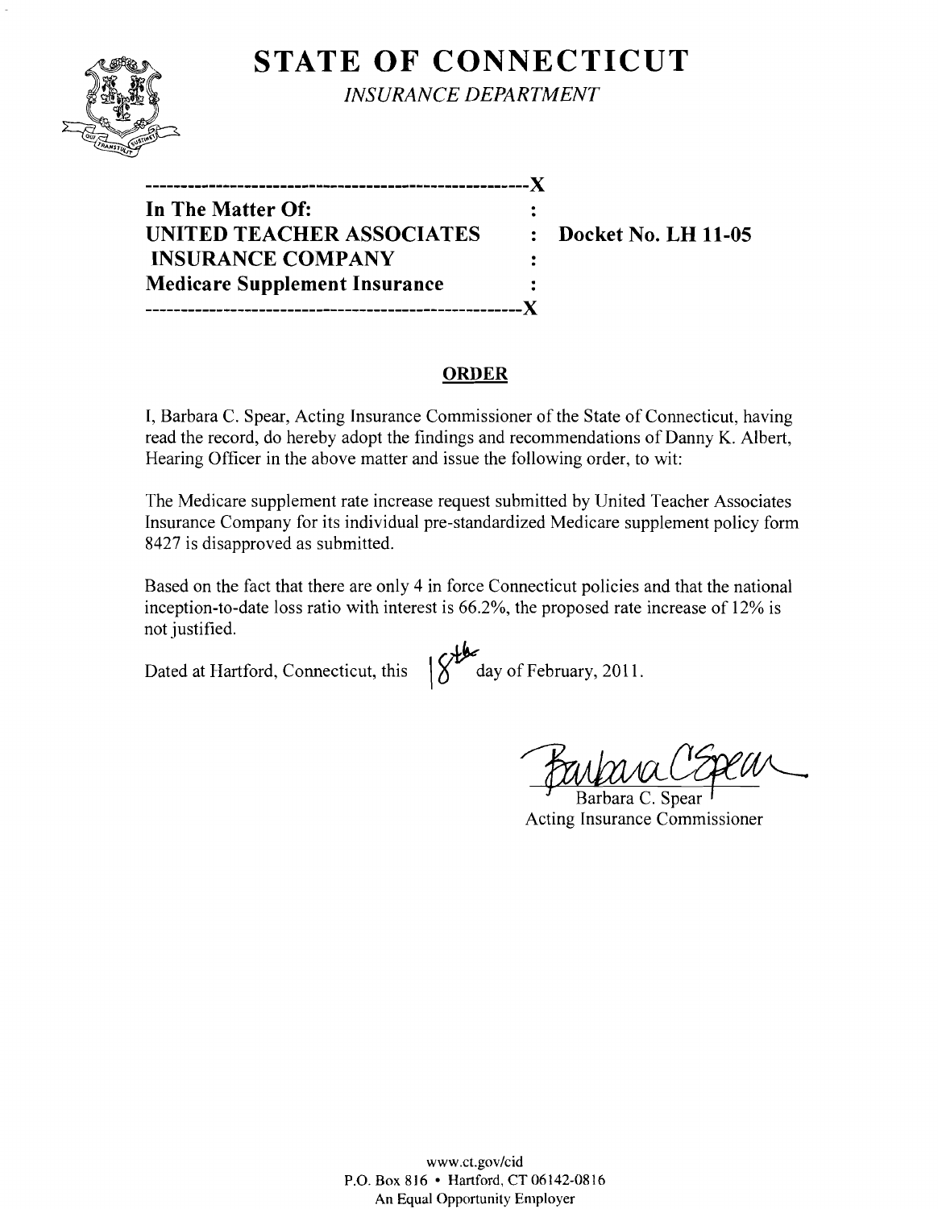# STATE OF CONNECTICUT

*INSURANCE DEPARTMENT*

-----------------------------------------------------X

**In The Matter Of:** :
**UNITED TEACHER ASSOCIATES** : **Docket No. LH 11-05**
**INSURANCE COMPANY** :
**Medicare Supplement Insurance** :

-----------------------------------------------------X

## ORDER

I, Barbara C. Spear, Acting Insurance Commissioner of the State of Connecticut, having read the record, do hereby adopt the findings and recommendations of Danny K. Albert, Hearing Officer in the above matter and issue the following order, to wit:

The Medicare supplement rate increase request submitted by United Teacher Associates Insurance Company for its individual pre-standardized Medicare supplement policy form 8427 is disapproved as submitted.

Based on the fact that there are only 4 in force Connecticut policies and that the national inception-to-date loss ratio with interest is 66.2%, the proposed rate increase of 12% is not justified.

Dated at Hartford, Connecticut, this 18th day of February, 2011.

Barbara C. Spear
Acting Insurance Commissioner

www.ct.gov/cid
P.O. Box 816 • Hartford, CT 06142-0816
An Equal Opportunity Employer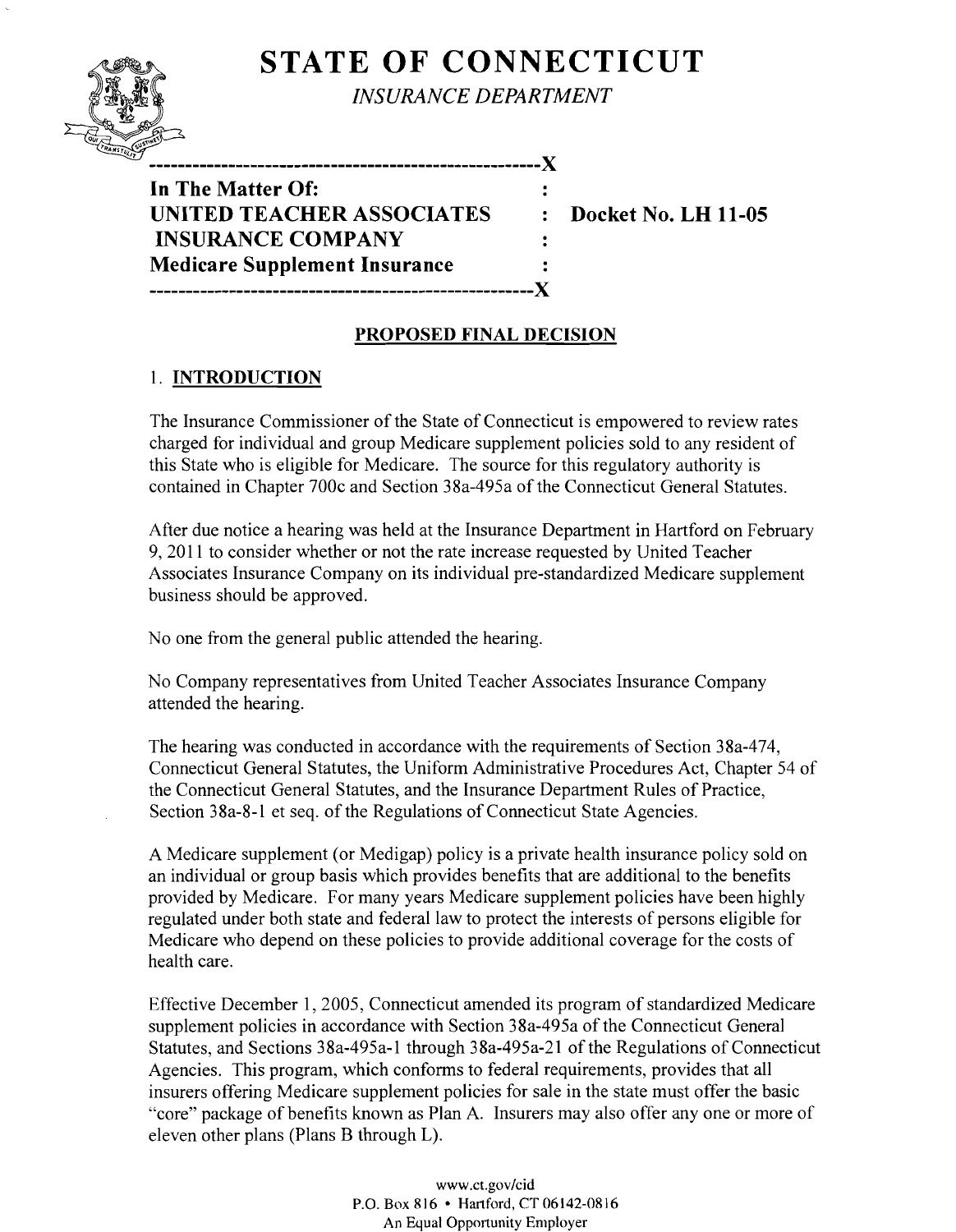# STATE OF CONNECTICUT

*INSURANCE DEPARTMENT*

```
------------------------------------------------------X
In The Matter Of:                                     :
UNITED TEACHER ASSOCIATES                             :   Docket No. LH 11-05
 INSURANCE COMPANY                                    :
Medicare Supplement Insurance                         :
------------------------------------------------------X
```

**In The Matter Of:**
**UNITED TEACHER ASSOCIATES INSURANCE COMPANY**
**Medicare Supplement Insurance**

**Docket No. LH 11-05**

## PROPOSED FINAL DECISION

### 1. INTRODUCTION

The Insurance Commissioner of the State of Connecticut is empowered to review rates charged for individual and group Medicare supplement policies sold to any resident of this State who is eligible for Medicare. The source for this regulatory authority is contained in Chapter 700c and Section 38a-495a of the Connecticut General Statutes.

After due notice a hearing was held at the Insurance Department in Hartford on February 9, 2011 to consider whether or not the rate increase requested by United Teacher Associates Insurance Company on its individual pre-standardized Medicare supplement business should be approved.

No one from the general public attended the hearing.

No Company representatives from United Teacher Associates Insurance Company attended the hearing.

The hearing was conducted in accordance with the requirements of Section 38a-474, Connecticut General Statutes, the Uniform Administrative Procedures Act, Chapter 54 of the Connecticut General Statutes, and the Insurance Department Rules of Practice, Section 38a-8-1 et seq. of the Regulations of Connecticut State Agencies.

A Medicare supplement (or Medigap) policy is a private health insurance policy sold on an individual or group basis which provides benefits that are additional to the benefits provided by Medicare. For many years Medicare supplement policies have been highly regulated under both state and federal law to protect the interests of persons eligible for Medicare who depend on these policies to provide additional coverage for the costs of health care.

Effective December 1, 2005, Connecticut amended its program of standardized Medicare supplement policies in accordance with Section 38a-495a of the Connecticut General Statutes, and Sections 38a-495a-1 through 38a-495a-21 of the Regulations of Connecticut Agencies. This program, which conforms to federal requirements, provides that all insurers offering Medicare supplement policies for sale in the state must offer the basic "core" package of benefits known as Plan A. Insurers may also offer any one or more of eleven other plans (Plans B through L).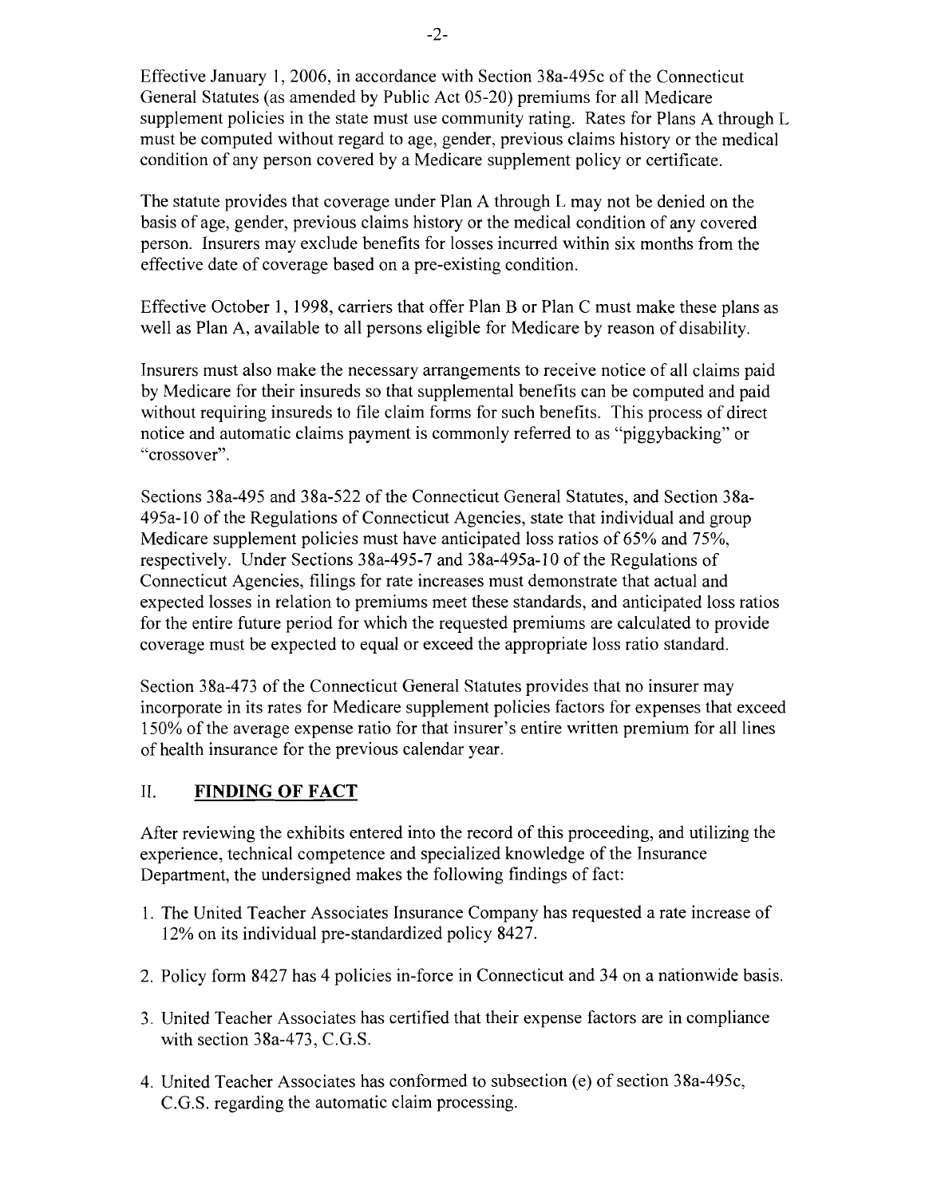Effective January 1, 2006, in accordance with Section 38a-495c of the Connecticut General Statutes (as amended by Public Act 05-20) premiums for all Medicare supplement policies in the state must use community rating. Rates for Plans A through L must be computed without regard to age, gender, previous claims history or the medical condition of any person covered by a Medicare supplement policy or certificate.

The statute provides that coverage under Plan A through L may not be denied on the basis of age, gender, previous claims history or the medical condition of any covered person. Insurers may exclude benefits for losses incurred within six months from the effective date of coverage based on a pre-existing condition.

Effective October 1, 1998, carriers that offer Plan B or Plan C must make these plans as well as Plan A, available to all persons eligible for Medicare by reason of disability.

Insurers must also make the necessary arrangements to receive notice of all claims paid by Medicare for their insureds so that supplemental benefits can be computed and paid without requiring insureds to file claim forms for such benefits. This process of direct notice and automatic claims payment is commonly referred to as "piggybacking" or "crossover".

Sections 38a-495 and 38a-522 of the Connecticut General Statutes, and Section 38a-495a-10 of the Regulations of Connecticut Agencies, state that individual and group Medicare supplement policies must have anticipated loss ratios of 65% and 75%, respectively. Under Sections 38a-495-7 and 38a-495a-10 of the Regulations of Connecticut Agencies, filings for rate increases must demonstrate that actual and expected losses in relation to premiums meet these standards, and anticipated loss ratios for the entire future period for which the requested premiums are calculated to provide coverage must be expected to equal or exceed the appropriate loss ratio standard.

Section 38a-473 of the Connecticut General Statutes provides that no insurer may incorporate in its rates for Medicare supplement policies factors for expenses that exceed 150% of the average expense ratio for that insurer's entire written premium for all lines of health insurance for the previous calendar year.

## II. **FINDING OF FACT**

After reviewing the exhibits entered into the record of this proceeding, and utilizing the experience, technical competence and specialized knowledge of the Insurance Department, the undersigned makes the following findings of fact:

1. The United Teacher Associates Insurance Company has requested a rate increase of 12% on its individual pre-standardized policy 8427.
2. Policy form 8427 has 4 policies in-force in Connecticut and 34 on a nationwide basis.
3. United Teacher Associates has certified that their expense factors are in compliance with section 38a-473, C.G.S.
4. United Teacher Associates has conformed to subsection (e) of section 38a-495c, C.G.S. regarding the automatic claim processing.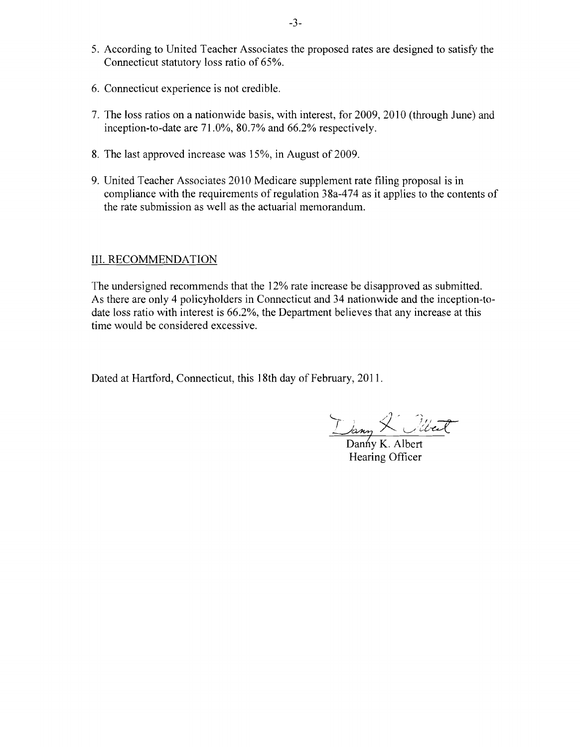5. According to United Teacher Associates the proposed rates are designed to satisfy the Connecticut statutory loss ratio of 65%.

6. Connecticut experience is not credible.

7. The loss ratios on a nationwide basis, with interest, for 2009, 2010 (through June) and inception-to-date are 71.0%, 80.7% and 66.2% respectively.

8. The last approved increase was 15%, in August of 2009.

9. United Teacher Associates 2010 Medicare supplement rate filing proposal is in compliance with the requirements of regulation 38a-474 as it applies to the contents of the rate submission as well as the actuarial memorandum.

## III. RECOMMENDATION

The undersigned recommends that the 12% rate increase be disapproved as submitted. As there are only 4 policyholders in Connecticut and 34 nationwide and the inception-to-date loss ratio with interest is 66.2%, the Department believes that any increase at this time would be considered excessive.

Dated at Hartford, Connecticut, this 18th day of February, 2011.

Danny K. Albert
Hearing Officer